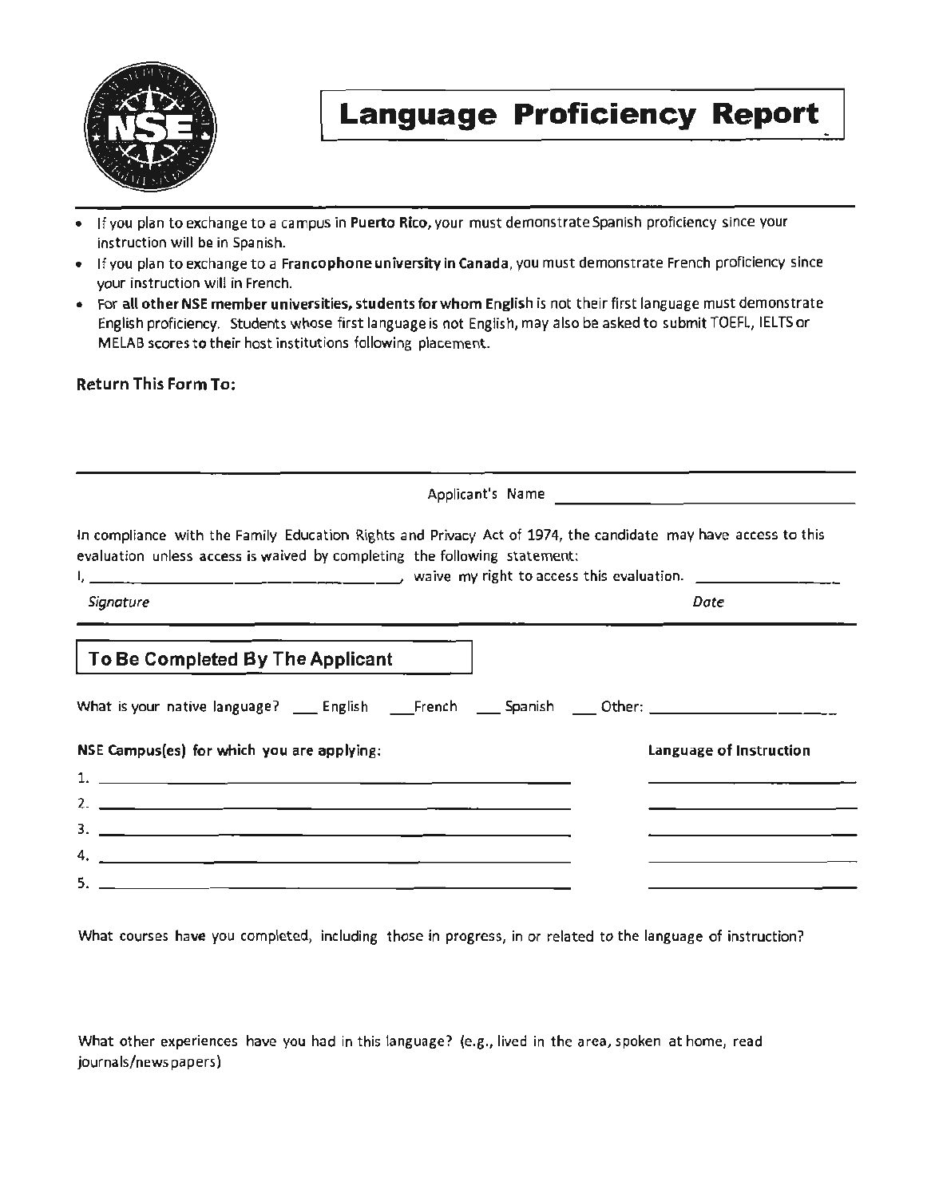# Language Proficiency Report

- If you plan to exchange to a campus in **Puerto Rico**, your must demonstrate Spanish proficiency since your instruction will be in Spanish.
- If you plan to exchange to a **Francophone university in Canada**, you must demonstrate French proficiency since your instruction will in French.
- For **all other NSE member universities, students for whom English** is not their first language must demonstrate English proficiency. Students whose first language is not English, may also be asked to submit TOEFL, IELTS or MELAB scores to their host institutions following placement.

**Return This Form To:**

---

Applicant's Name ______________________________

In compliance with the Family Education Rights and Privacy Act of 1974, the candidate may have access to this evaluation unless access is waived by completing the following statement:

I, ______________________________, waive my right to access this evaluation. ________________

*Signature* *Date*

---

## To Be Completed By The Applicant

What is your native language? ___ English ___French ___ Spanish ___ Other: ____________________

| NSE Campus(es) for which you are applying: | Language of Instruction |
|---|---|
| 1. ______________________________ | ________________ |
| 2. ______________________________ | ________________ |
| 3. ______________________________ | ________________ |
| 4. ______________________________ | ________________ |
| 5. ______________________________ | ________________ |

What courses have you completed, including those in progress, in or related to the language of instruction?

What other experiences have you had in this language? (e.g., lived in the area, spoken at home, read journals/newspapers)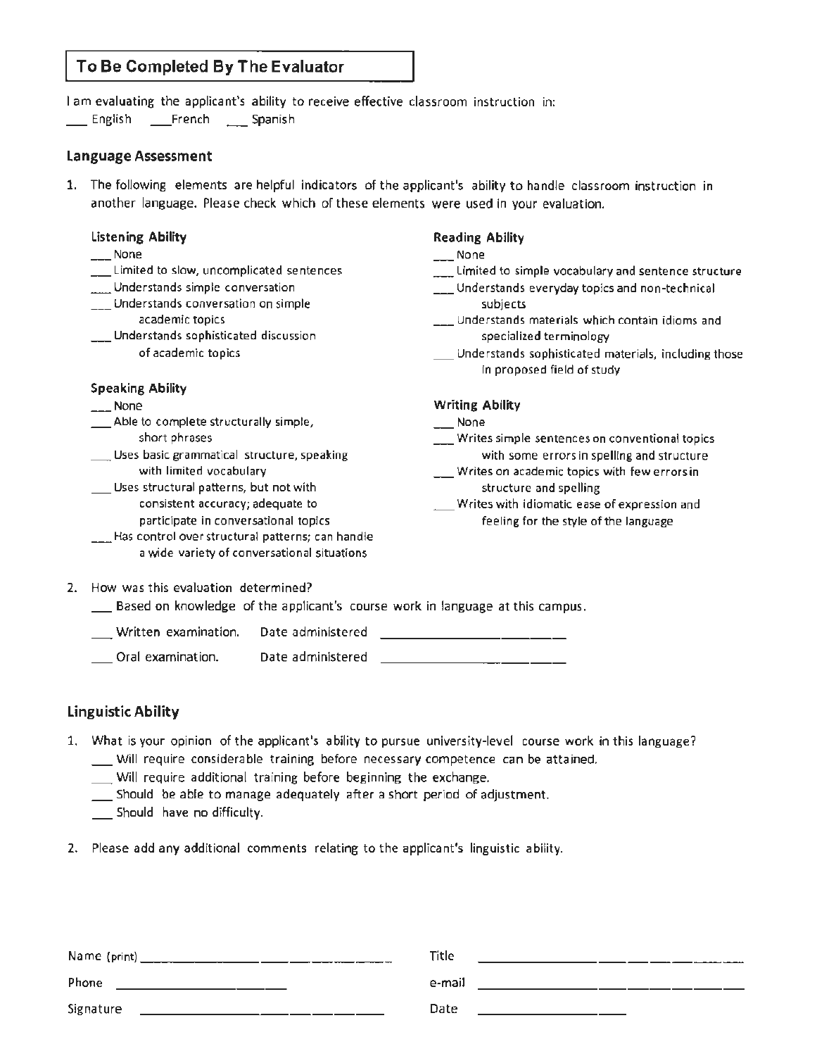## To Be Completed By The Evaluator

I am evaluating the applicant's ability to receive effective classroom instruction in:
___ English ___French ___ Spanish

### Language Assessment

1. The following elements are helpful indicators of the applicant's ability to handle classroom instruction in another language. Please check which of these elements were used in your evaluation.

**Listening Ability**
- ___ None
- ___ Limited to slow, uncomplicated sentences
- ___ Understands simple conversation
- ___ Understands conversation on simple academic topics
- ___ Understands sophisticated discussion of academic topics

**Speaking Ability**
- ___ None
- ___ Able to complete structurally simple, short phrases
- ___ Uses basic grammatical structure, speaking with limited vocabulary
- ___ Uses structural patterns, but not with consistent accuracy; adequate to participate in conversational topics
- ___ Has control over structural patterns; can handle a wide variety of conversational situations

**Reading Ability**
- ___ None
- ___ Limited to simple vocabulary and sentence structure
- ___ Understands everyday topics and non-technical subjects
- ___ Understands materials which contain idioms and specialized terminology
- ___ Understands sophisticated materials, including those in proposed field of study

**Writing Ability**
- ___ None
- ___ Writes simple sentences on conventional topics with some errors in spelling and structure
- ___ Writes on academic topics with few errors in structure and spelling
- ___ Writes with idiomatic ease of expression and feeling for the style of the language

2. How was this evaluation determined?
   - ___ Based on knowledge of the applicant's course work in language at this campus.
   - ___ Written examination. Date administered ________________________
   - ___ Oral examination. Date administered ________________________

### Linguistic Ability

1. What is your opinion of the applicant's ability to pursue university-level course work in this language?
   - ___ Will require considerable training before necessary competence can be attained.
   - ___ Will require additional training before beginning the exchange.
   - ___ Should be able to manage adequately after a short period of adjustment.
   - ___ Should have no difficulty.

2. Please add any additional comments relating to the applicant's linguistic ability.

Name (print) ________________________________ Title ________________________________

Phone ________________________ e-mail ________________________________

Signature ________________________________ Date ____________________